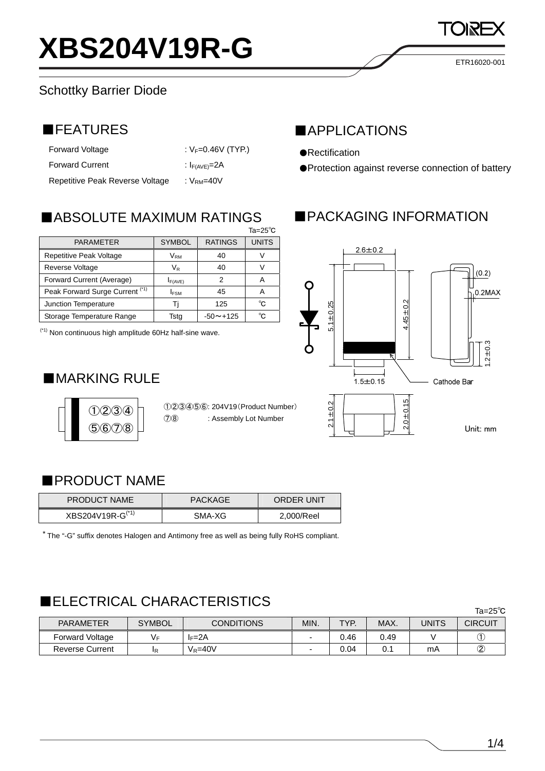# XBS204V19R-G

ETR16020-001

Schottky Barrier Diode

## ■FEATURES

| | |
|---|---|
| Forward Voltage | : $V_F$=0.46V (TYP.) |
| Forward Current | : $I_{F(AVE)}$=2A |
| Repetitive Peak Reverse Voltage | : $V_{RM}$=40V |

## ■APPLICATIONS

- ●Rectification
- ●Protection against reverse connection of battery

## ■ABSOLUTE MAXIMUM RATINGS

Ta=25℃

| PARAMETER | SYMBOL | RATINGS | UNITS |
|---|---|---|---|
| Repetitive Peak Voltage | $V_{RM}$ | 40 | V |
| Reverse Voltage | $V_R$ | 40 | V |
| Forward Current (Average) | $I_{F(AVE)}$ | 2 | A |
| Peak Forward Surge Current (*1) | $I_{FSM}$ | 45 | A |
| Junction Temperature | Tj | 125 | ℃ |
| Storage Temperature Range | Tstg | -50～+125 | ℃ |

(*1) Non continuous high amplitude 60Hz half-sine wave.

## ■PACKAGING INFORMATION

2.6±0.2, 5.1±0.25, 4.45±0.2, (0.2), 0.2MAX, 1.2±0.3, 1.5±0.15, Cathode Bar, 2.1±0.2, 2.0±0.15

Unit: mm

## ■MARKING RULE

①②③④
⑤⑥⑦⑧

①②③④⑤⑥: 204V19（Product Number）
⑦⑧ : Assembly Lot Number

## ■PRODUCT NAME

| PRODUCT NAME | PACKAGE | ORDER UNIT |
|---|---|---|
| XBS204V19R-G(*1) | SMA-XG | 2,000/Reel |

* The "-G" suffix denotes Halogen and Antimony free as well as being fully RoHS compliant.

## ■ELECTRICAL CHARACTERISTICS

Ta=25℃

| PARAMETER | SYMBOL | CONDITIONS | MIN. | TYP. | MAX. | UNITS | CIRCUIT |
|---|---|---|---|---|---|---|---|
| Forward Voltage | $V_F$ | $I_F$=2A | - | 0.46 | 0.49 | V | ① |
| Reverse Current | $I_R$ | $V_R$=40V | - | 0.04 | 0.1 | mA | ② |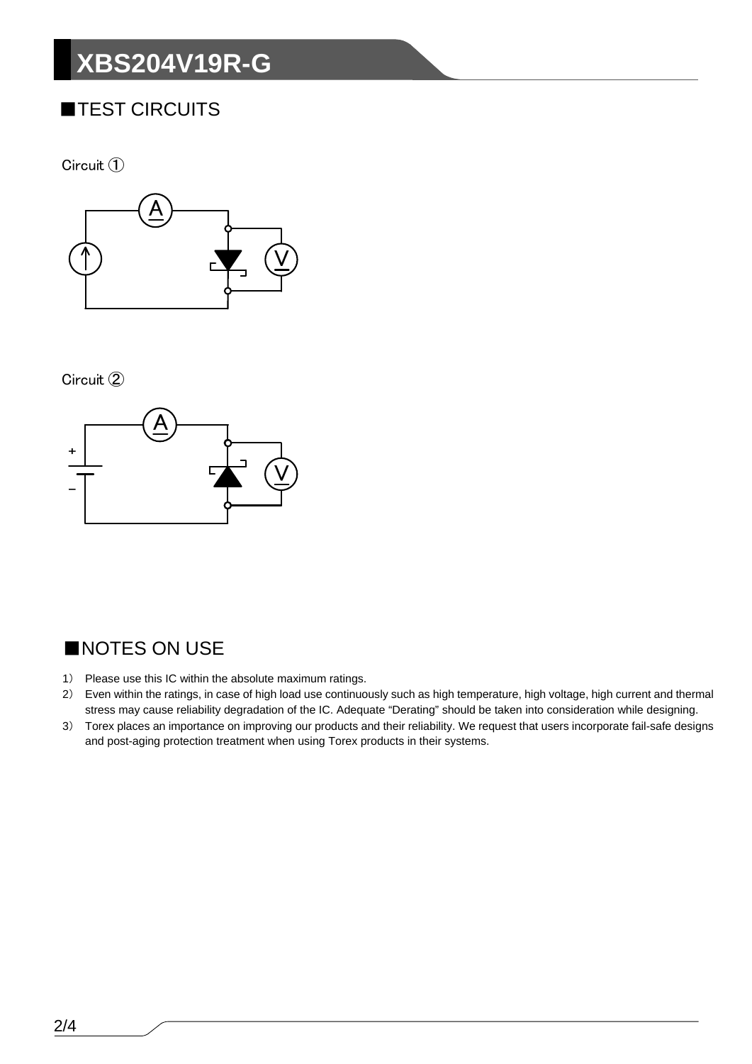## ■TEST CIRCUITS

Circuit ①

Circuit ②

## ■NOTES ON USE

1) Please use this IC within the absolute maximum ratings.
2) Even within the ratings, in case of high load use continuously such as high temperature, high voltage, high current and thermal stress may cause reliability degradation of the IC. Adequate "Derating" should be taken into consideration while designing.
3) Torex places an importance on improving our products and their reliability. We request that users incorporate fail-safe designs and post-aging protection treatment when using Torex products in their systems.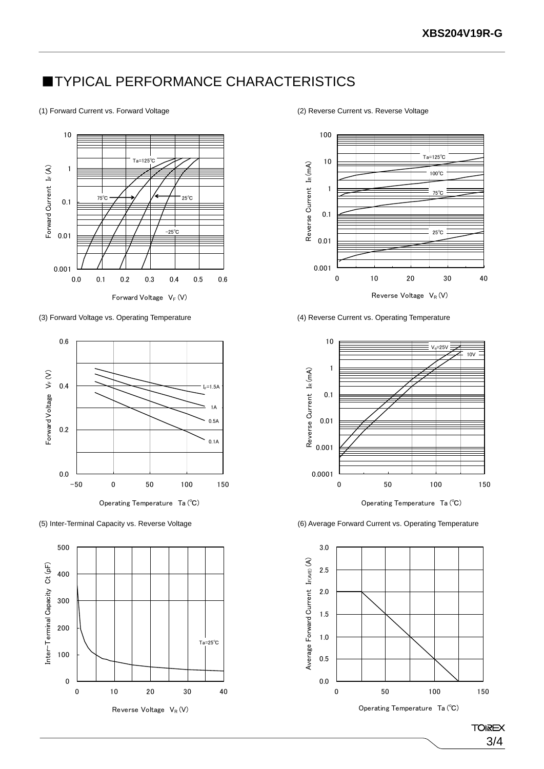## ■TYPICAL PERFORMANCE CHARACTERISTICS

(1) Forward Current vs. Forward Voltage

Forward Current $I_F$ (A)

Ta=125℃, 75℃, 25℃, −25℃

Forward Voltage $V_F$ (V)

(2) Reverse Current vs. Reverse Voltage

Reverse Current $I_R$ (mA)

Ta=125℃, 100℃, 75℃, 25℃

Reverse Voltage $V_R$ (V)

(3) Forward Voltage vs. Operating Temperature

Forward Voltage $V_F$ (V)

$I_F$=1.5A, 1A, 0.5A, 0.1A

Operating Temperature Ta (℃)

(4) Reverse Current vs. Operating Temperature

Reverse Current $I_R$ (mA)

$V_R$=25V, 10V

Operating Temperature Ta (℃)

(5) Inter-Terminal Capacity vs. Reverse Voltage

Inter-Terminal Capacity Ct (pF)

Ta=25℃

Reverse Voltage $V_R$ (V)

(6) Average Forward Current vs. Operating Temperature

Average Forward Current $I_{F(AVE)}$ (A)

Operating Temperature Ta (℃)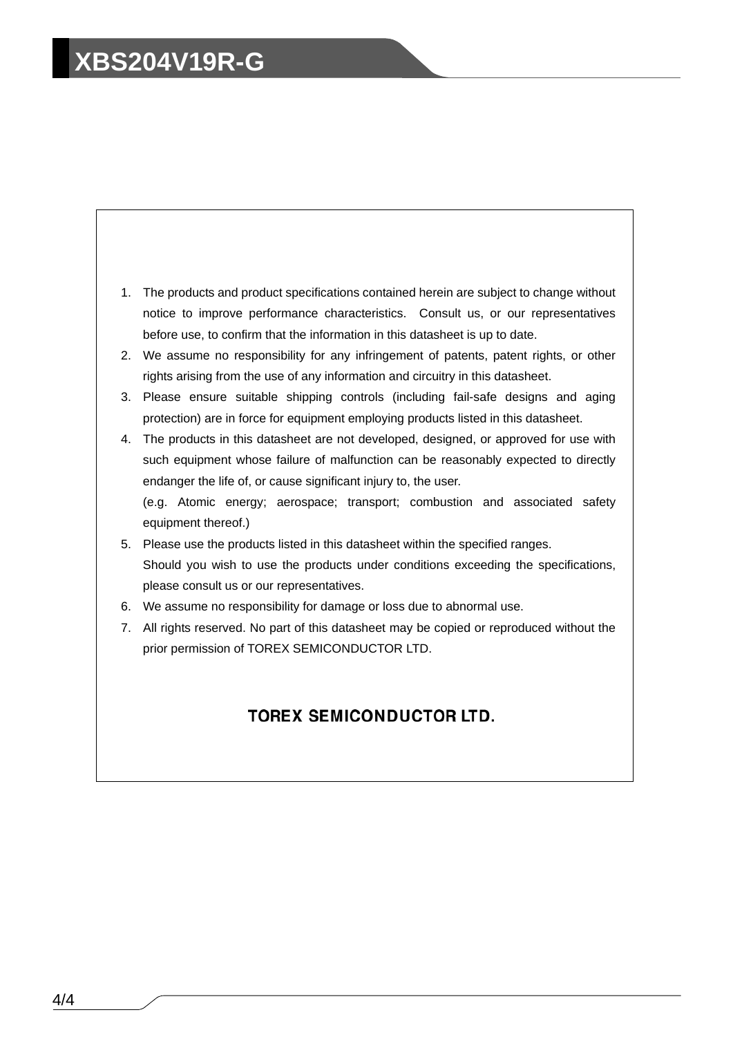1. The products and product specifications contained herein are subject to change without notice to improve performance characteristics. Consult us, or our representatives before use, to confirm that the information in this datasheet is up to date.
2. We assume no responsibility for any infringement of patents, patent rights, or other rights arising from the use of any information and circuitry in this datasheet.
3. Please ensure suitable shipping controls (including fail-safe designs and aging protection) are in force for equipment employing products listed in this datasheet.
4. The products in this datasheet are not developed, designed, or approved for use with such equipment whose failure of malfunction can be reasonably expected to directly endanger the life of, or cause significant injury to, the user.
   (e.g. Atomic energy; aerospace; transport; combustion and associated safety equipment thereof.)
5. Please use the products listed in this datasheet within the specified ranges.
   Should you wish to use the products under conditions exceeding the specifications, please consult us or our representatives.
6. We assume no responsibility for damage or loss due to abnormal use.
7. All rights reserved. No part of this datasheet may be copied or reproduced without the prior permission of TOREX SEMICONDUCTOR LTD.

**TOREX SEMICONDUCTOR LTD.**